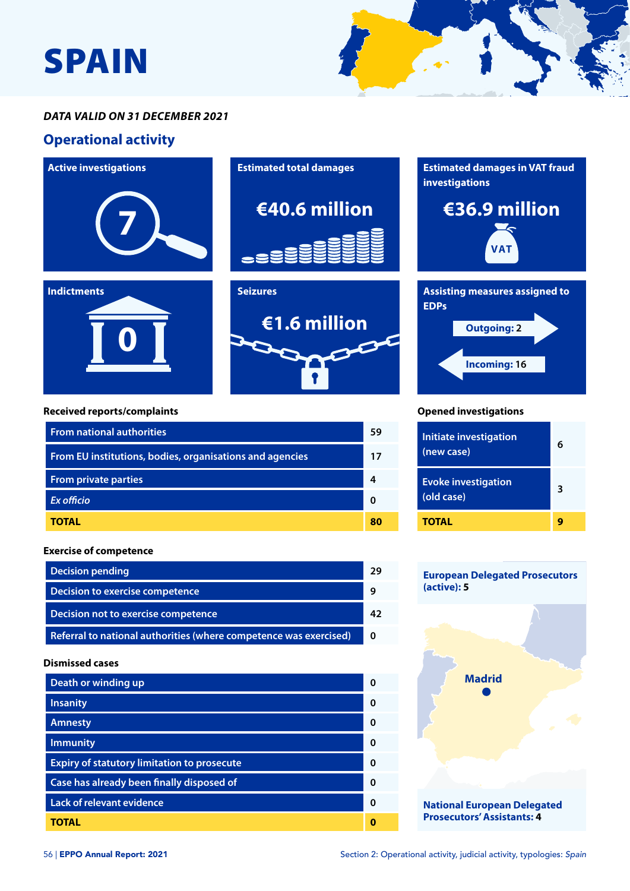# SPAIN

***DATA VALID ON 31 DECEMBER 2021***

## Operational activity

**Active investigations**

7

**Estimated total damages**

€40.6 million

**Estimated damages in VAT fraud investigations**

€36.9 million

VAT

**Indictments**

0

**Seizures**

€1.6 million

**Assisting measures assigned to EDPs**

Outgoing: 2

Incoming: 16

**Received reports/complaints**

| | |
|---|---|
| From national authorities | 59 |
| From EU institutions, bodies, organisations and agencies | 17 |
| From private parties | 4 |
| *Ex officio* | 0 |
| **TOTAL** | **80** |

**Opened investigations**

| | |
|---|---|
| Initiate investigation (new case) | 6 |
| Evoke investigation (old case) | 3 |
| **TOTAL** | **9** |

**Exercise of competence**

| | |
|---|---|
| Decision pending | 29 |
| Decision to exercise competence | 9 |
| Decision not to exercise competence | 42 |
| Referral to national authorities (where competence was exercised) | 0 |

**Dismissed cases**

| | |
|---|---|
| Death or winding up | 0 |
| Insanity | 0 |
| Amnesty | 0 |
| Immunity | 0 |
| Expiry of statutory limitation to prosecute | 0 |
| Case has already been finally disposed of | 0 |
| Lack of relevant evidence | 0 |
| **TOTAL** | **0** |

**European Delegated Prosecutors (active): 5**

Madrid

**National European Delegated Prosecutors' Assistants: 4**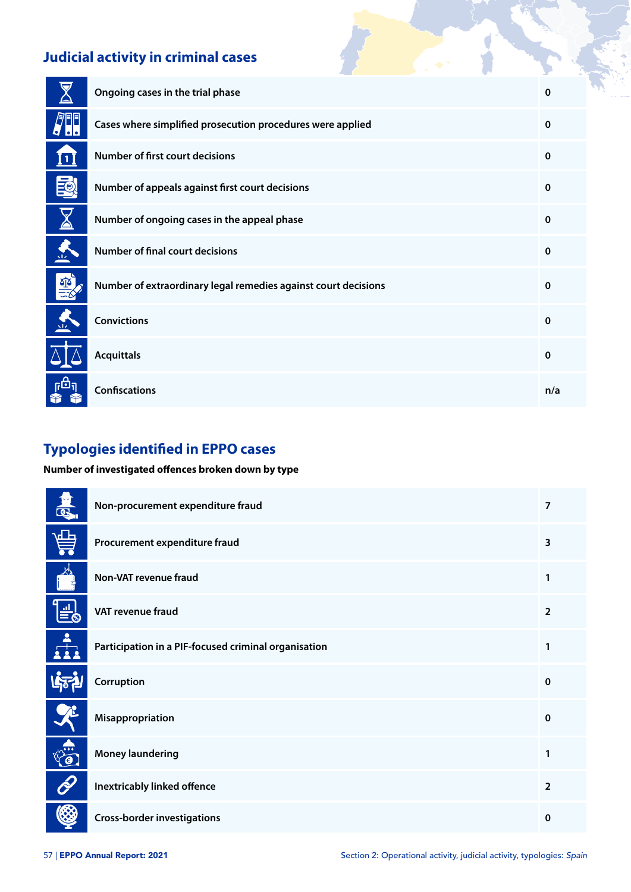## Judicial activity in criminal cases

| | |
|---|---|
| Ongoing cases in the trial phase | 0 |
| Cases where simplified prosecution procedures were applied | 0 |
| Number of first court decisions | 0 |
| Number of appeals against first court decisions | 0 |
| Number of ongoing cases in the appeal phase | 0 |
| Number of final court decisions | 0 |
| Number of extraordinary legal remedies against court decisions | 0 |
| Convictions | 0 |
| Acquittals | 0 |
| Confiscations | n/a |

## Typologies identified in EPPO cases

**Number of investigated offences broken down by type**

| | |
|---|---|
| Non-procurement expenditure fraud | 7 |
| Procurement expenditure fraud | 3 |
| Non-VAT revenue fraud | 1 |
| VAT revenue fraud | 2 |
| Participation in a PIF-focused criminal organisation | 1 |
| Corruption | 0 |
| Misappropriation | 0 |
| Money laundering | 1 |
| Inextricably linked offence | 2 |
| Cross-border investigations | 0 |